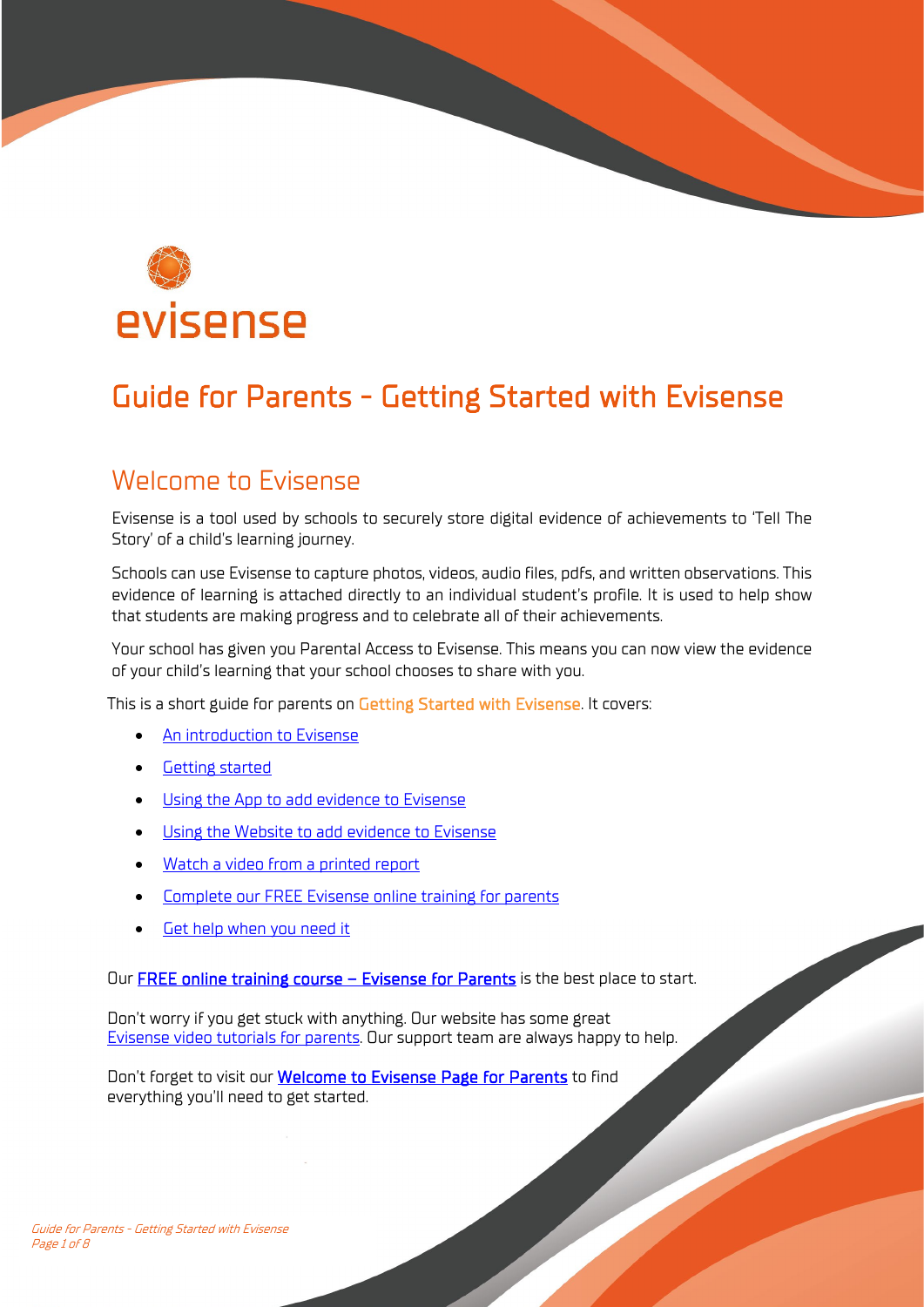evisense

# Guide for Parents - Getting Started with Evisense

## Welcome to Evisense

Evisense is a tool used by schools to securely store digital evidence of achievements to 'Tell The Story' of a child's learning journey.

Schools can use Evisense to capture photos, videos, audio files, pdfs, and written observations. This evidence of learning is attached directly to an individual student's profile. It is used to help show that students are making progress and to celebrate all of their achievements.

Your school has given you Parental Access to Evisense. This means you can now view the evidence of your child's learning that your school chooses to share with you.

This is a short guide for parents on Getting Started with Evisense. It covers:

- An introduction to Evisense
- Getting started
- Using the App to add evidence to Evisense
- Using the Website to add evidence to Evisense
- Watch a video from a printed report
- Complete our FREE Evisense online training for parents
- Get help when you need it

Our **FREE online training course – Evisense for Parents** is the best place to start.

Don't worry if you get stuck with anything. Our website has some great Evisense video tutorials for parents. Our support team are always happy to help.

Don't forget to visit our **Welcome to Evisense Page for Parents** to find everything you'll need to get started.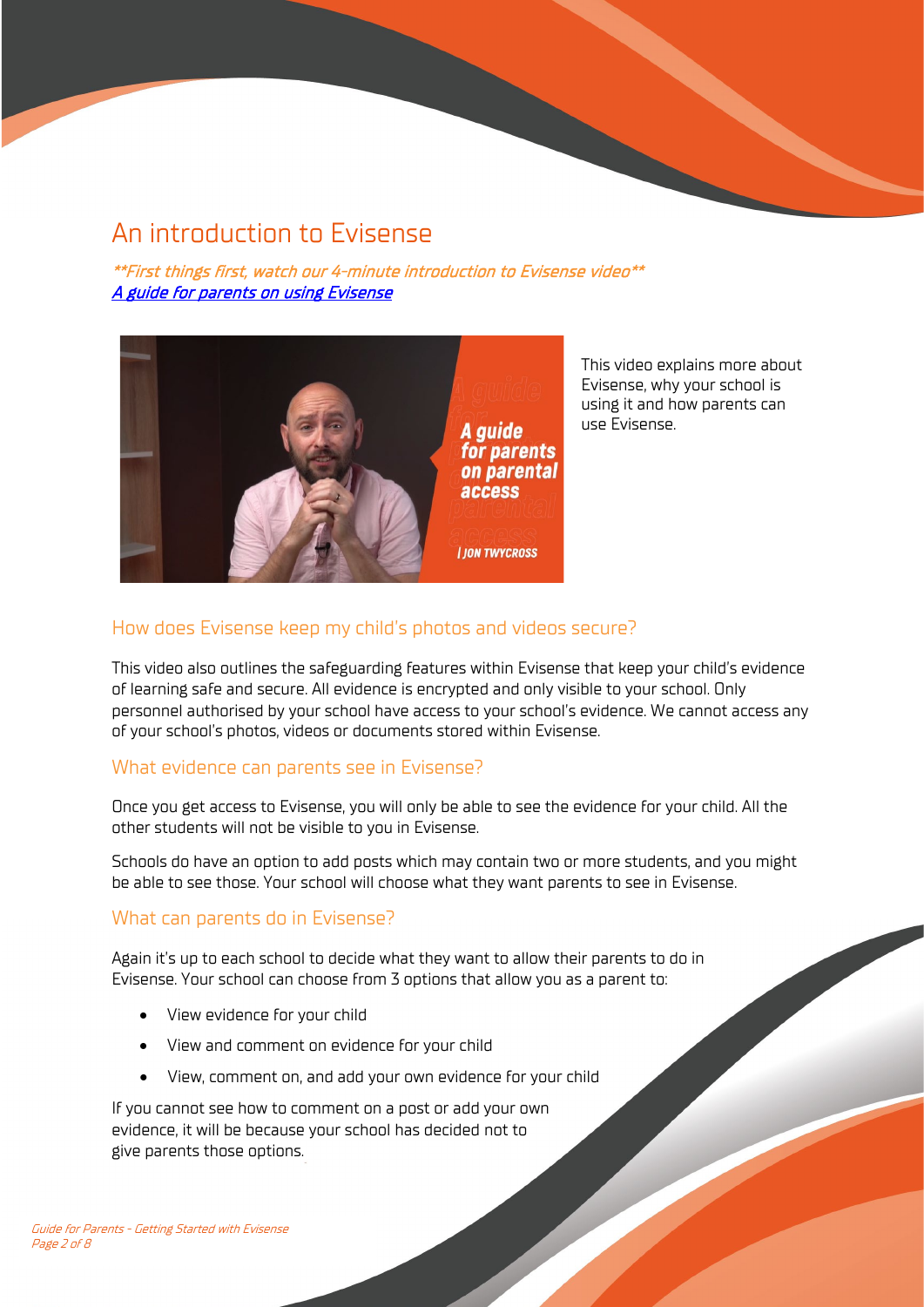# An introduction to Evisense

***First things first, watch our 4-minute introduction to Evisense video***
*[A guide for parents on using Evisense]*

This video explains more about Evisense, why your school is using it and how parents can use Evisense.

## How does Evisense keep my child's photos and videos secure?

This video also outlines the safeguarding features within Evisense that keep your child's evidence of learning safe and secure. All evidence is encrypted and only visible to your school. Only personnel authorised by your school have access to your school's evidence. We cannot access any of your school's photos, videos or documents stored within Evisense.

## What evidence can parents see in Evisense?

Once you get access to Evisense, you will only be able to see the evidence for your child. All the other students will not be visible to you in Evisense.

Schools do have an option to add posts which may contain two or more students, and you might be able to see those. Your school will choose what they want parents to see in Evisense.

## What can parents do in Evisense?

Again it's up to each school to decide what they want to allow their parents to do in Evisense. Your school can choose from 3 options that allow you as a parent to:

- View evidence for your child
- View and comment on evidence for your child
- View, comment on, and add your own evidence for your child

If you cannot see how to comment on a post or add your own evidence, it will be because your school has decided not to give parents those options.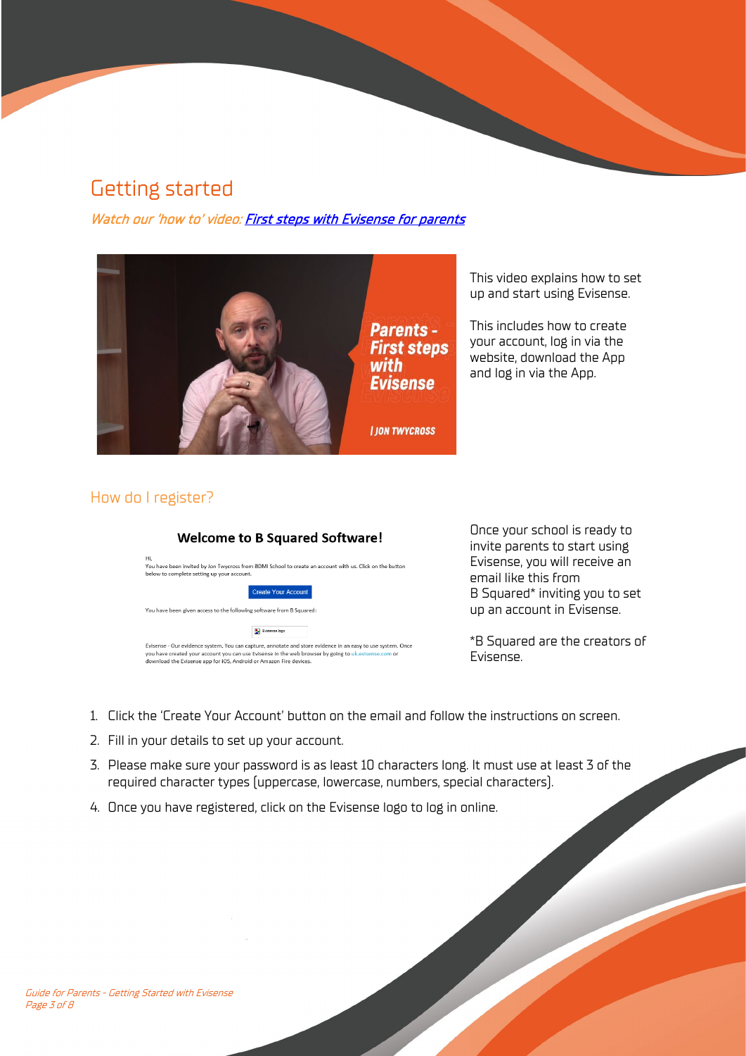# Getting started

*Watch our 'how to' video: First steps with Evisense for parents*

This video explains how to set up and start using Evisense.

This includes how to create your account, log in via the website, download the App and log in via the App.

## How do I register?

Once your school is ready to invite parents to start using Evisense, you will receive an email like this from B Squared* inviting you to set up an account in Evisense.

*B Squared are the creators of Evisense.

1. Click the 'Create Your Account' button on the email and follow the instructions on screen.
2. Fill in your details to set up your account.
3. Please make sure your password is as least 10 characters long. It must use at least 3 of the required character types (uppercase, lowercase, numbers, special characters).
4. Once you have registered, click on the Evisense logo to log in online.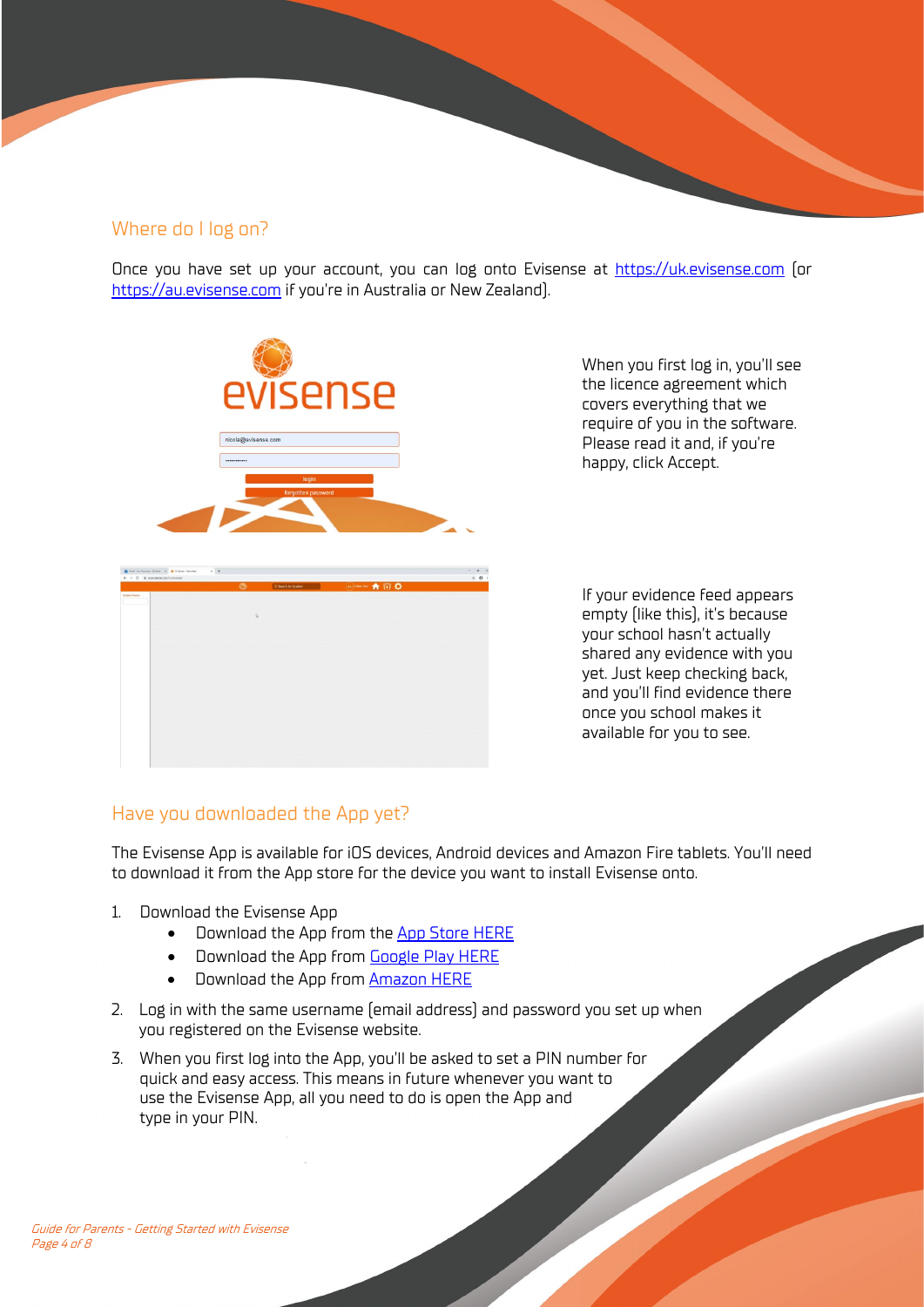## Where do I log on?

Once you have set up your account, you can log onto Evisense at https://uk.evisense.com (or https://au.evisense.com if you're in Australia or New Zealand).

When you first log in, you'll see the licence agreement which covers everything that we require of you in the software. Please read it and, if you're happy, click Accept.

If your evidence feed appears empty (like this), it's because your school hasn't actually shared any evidence with you yet. Just keep checking back, and you'll find evidence there once you school makes it available for you to see.

## Have you downloaded the App yet?

The Evisense App is available for iOS devices, Android devices and Amazon Fire tablets. You'll need to download it from the App store for the device you want to install Evisense onto.

1. Download the Evisense App
    - Download the App from the App Store HERE
    - Download the App from Google Play HERE
    - Download the App from Amazon HERE
2. Log in with the same username (email address) and password you set up when you registered on the Evisense website.
3. When you first log into the App, you'll be asked to set a PIN number for quick and easy access. This means in future whenever you want to use the Evisense App, all you need to do is open the App and type in your PIN.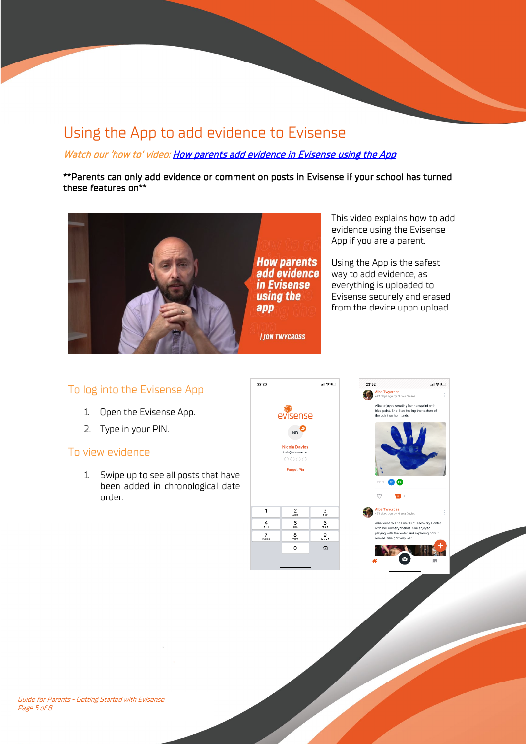# Using the App to add evidence to Evisense

*Watch our 'how to' video: [How parents add evidence in Evisense using the App]()*

**\*\*Parents can only add evidence or comment on posts in Evisense if your school has turned these features on\*\***

This video explains how to add evidence using the Evisense App if you are a parent.

Using the App is the safest way to add evidence, as everything is uploaded to Evisense securely and erased from the device upon upload.

## To log into the Evisense App

1. Open the Evisense App.
2. Type in your PIN.

## To view evidence

1. Swipe up to see all posts that have been added in chronological date order.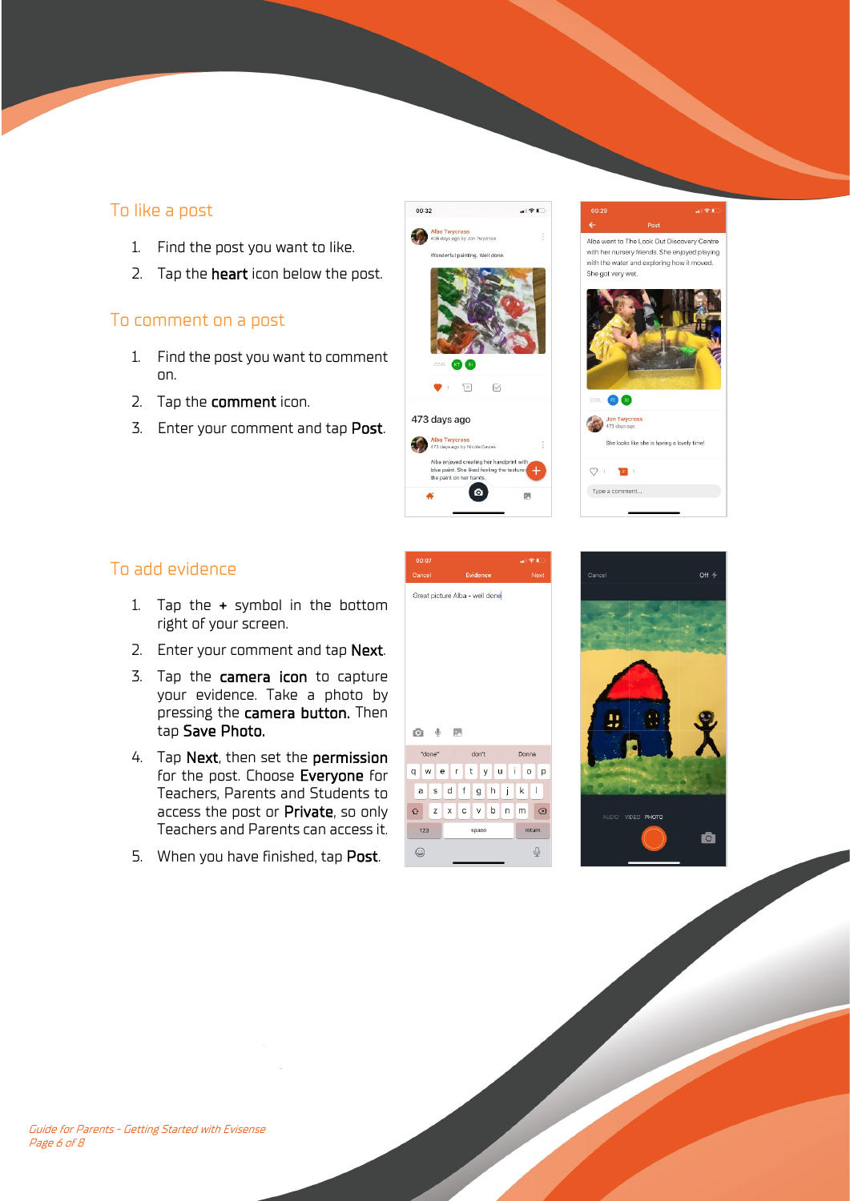## To like a post

1. Find the post you want to like.
2. Tap the **heart** icon below the post.

## To comment on a post

1. Find the post you want to comment on.
2. Tap the **comment** icon.
3. Enter your comment and tap **Post**.

## To add evidence

1. Tap the **+** symbol in the bottom right of your screen.
2. Enter your comment and tap **Next**.
3. Tap the **camera icon** to capture your evidence. Take a photo by pressing the **camera button.** Then tap **Save Photo.**
4. Tap **Next**, then set the **permission** for the post. Choose **Everyone** for Teachers, Parents and Students to access the post or **Private**, so only Teachers and Parents can access it.
5. When you have finished, tap **Post**.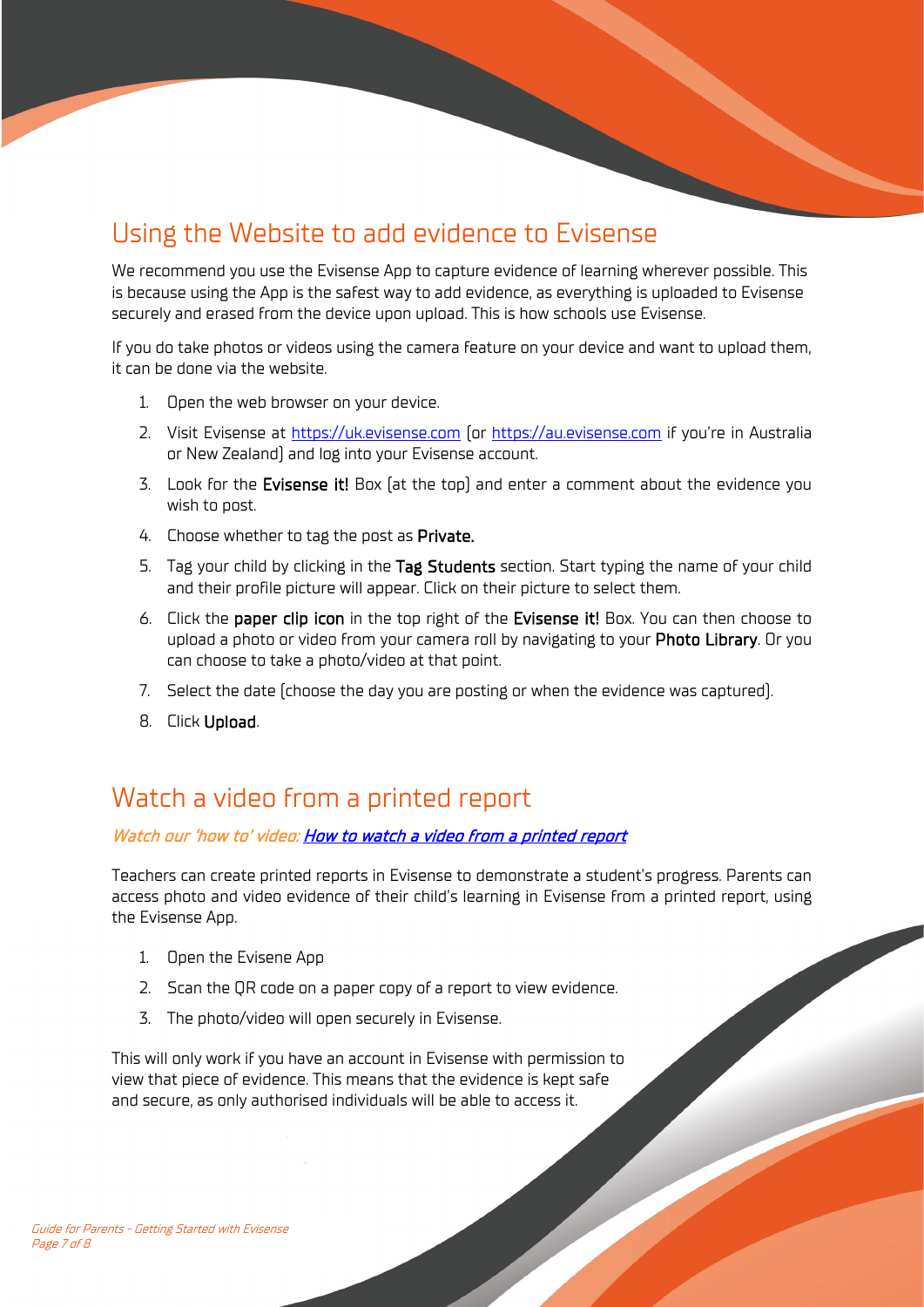## Using the Website to add evidence to Evisense

We recommend you use the Evisense App to capture evidence of learning wherever possible. This is because using the App is the safest way to add evidence, as everything is uploaded to Evisense securely and erased from the device upon upload. This is how schools use Evisense.

If you do take photos or videos using the camera feature on your device and want to upload them, it can be done via the website.

1. Open the web browser on your device.
2. Visit Evisense at [https://uk.evisense.com](https://uk.evisense.com) (or [https://au.evisense.com](https://au.evisense.com) if you're in Australia or New Zealand) and log into your Evisense account.
3. Look for the **Evisense it!** Box (at the top) and enter a comment about the evidence you wish to post.
4. Choose whether to tag the post as **Private.**
5. Tag your child by clicking in the **Tag Students** section. Start typing the name of your child and their profile picture will appear. Click on their picture to select them.
6. Click the **paper clip icon** in the top right of the **Evisense it!** Box. You can then choose to upload a photo or video from your camera roll by navigating to your **Photo Library**. Or you can choose to take a photo/video at that point.
7. Select the date (choose the day you are posting or when the evidence was captured).
8. Click **Upload**.

## Watch a video from a printed report

*Watch our 'how to' video: [How to watch a video from a printed report]()*

Teachers can create printed reports in Evisense to demonstrate a student's progress. Parents can access photo and video evidence of their child's learning in Evisense from a printed report, using the Evisense App.

1. Open the Evisene App
2. Scan the QR code on a paper copy of a report to view evidence.
3. The photo/video will open securely in Evisense.

This will only work if you have an account in Evisense with permission to view that piece of evidence. This means that the evidence is kept safe and secure, as only authorised individuals will be able to access it.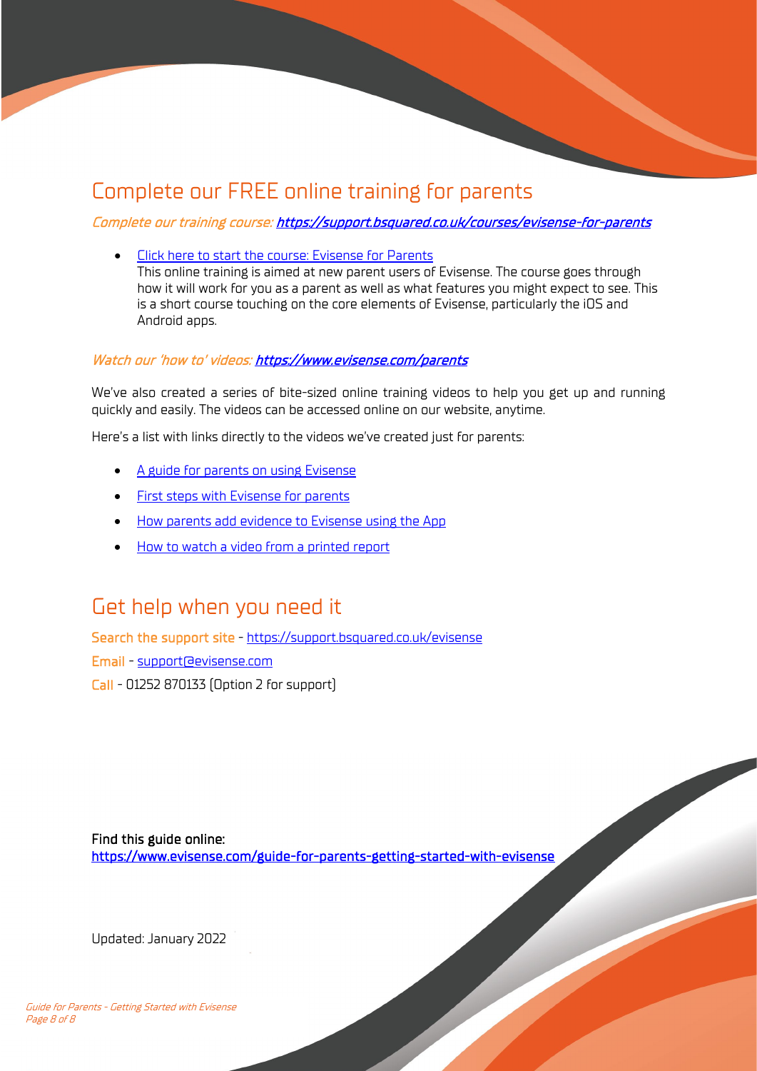## Complete our FREE online training for parents

*Complete our training course:* ***https://support.bsquared.co.uk/courses/evisense-for-parents***

- Click here to start the course: Evisense for Parents
  This online training is aimed at new parent users of Evisense. The course goes through how it will work for you as a parent as well as what features you might expect to see. This is a short course touching on the core elements of Evisense, particularly the iOS and Android apps.

*Watch our 'how to' videos:* ***https://www.evisense.com/parents***

We've also created a series of bite-sized online training videos to help you get up and running quickly and easily. The videos can be accessed online on our website, anytime.

Here's a list with links directly to the videos we've created just for parents:

- A guide for parents on using Evisense
- First steps with Evisense for parents
- How parents add evidence to Evisense using the App
- How to watch a video from a printed report

## Get help when you need it

Search the support site - https://support.bsquared.co.uk/evisense

Email - support@evisense.com

Call - 01252 870133 (Option 2 for support)

**Find this guide online:**
**https://www.evisense.com/guide-for-parents-getting-started-with-evisense**

Updated: January 2022